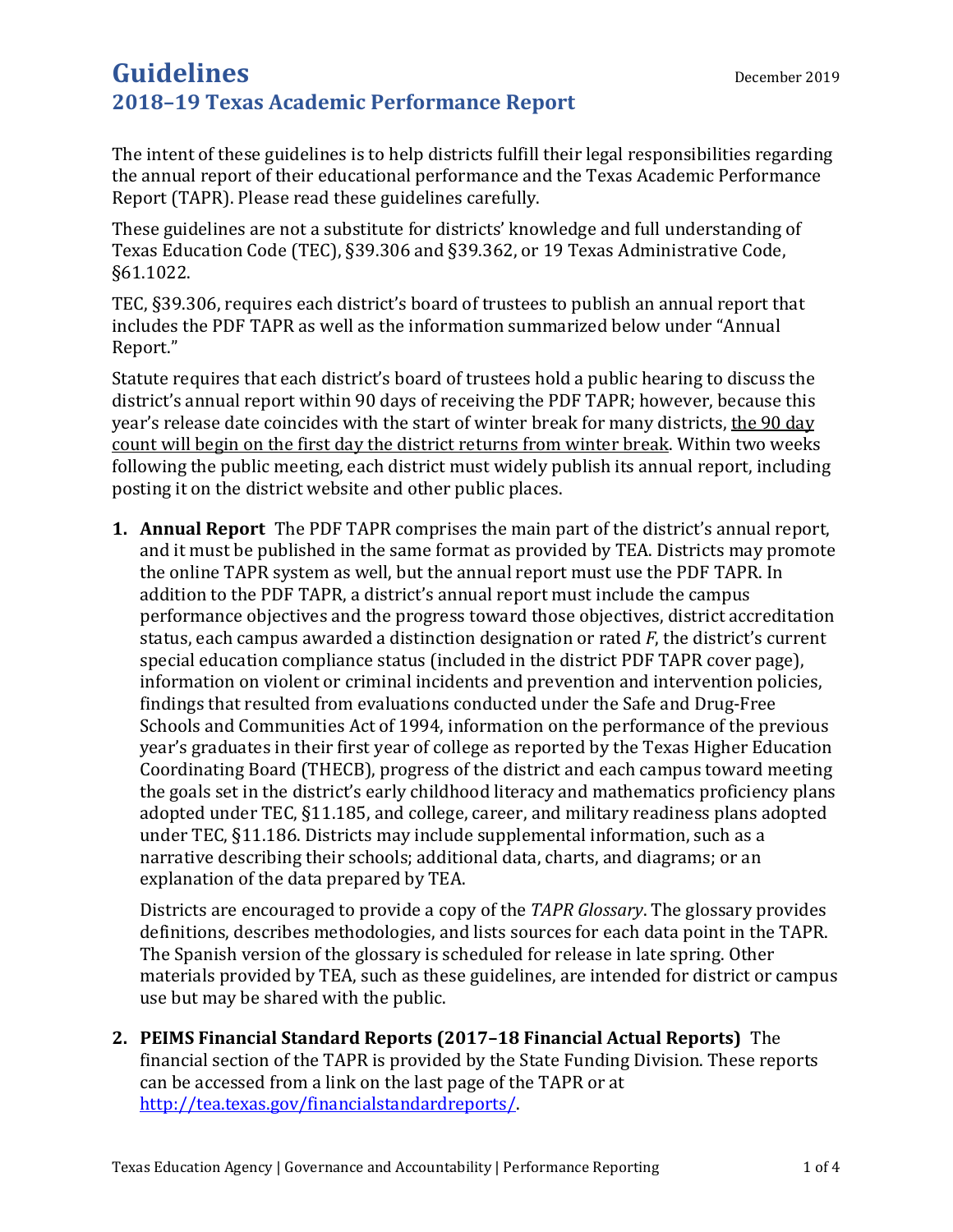# Guidelines

December 2019

## 2018–19 Texas Academic Performance Report

The intent of these guidelines is to help districts fulfill their legal responsibilities regarding the annual report of their educational performance and the Texas Academic Performance Report (TAPR). Please read these guidelines carefully.

These guidelines are not a substitute for districts' knowledge and full understanding of Texas Education Code (TEC), §39.306 and §39.362, or 19 Texas Administrative Code, §61.1022.

TEC, §39.306, requires each district's board of trustees to publish an annual report that includes the PDF TAPR as well as the information summarized below under "Annual Report."

Statute requires that each district's board of trustees hold a public hearing to discuss the district's annual report within 90 days of receiving the PDF TAPR; however, because this year's release date coincides with the start of winter break for many districts, <u>the 90 day count will begin on the first day the district returns from winter break</u>. Within two weeks following the public meeting, each district must widely publish its annual report, including posting it on the district website and other public places.

1. **Annual Report** The PDF TAPR comprises the main part of the district's annual report, and it must be published in the same format as provided by TEA. Districts may promote the online TAPR system as well, but the annual report must use the PDF TAPR. In addition to the PDF TAPR, a district's annual report must include the campus performance objectives and the progress toward those objectives, district accreditation status, each campus awarded a distinction designation or rated *F*, the district's current special education compliance status (included in the district PDF TAPR cover page), information on violent or criminal incidents and prevention and intervention policies, findings that resulted from evaluations conducted under the Safe and Drug-Free Schools and Communities Act of 1994, information on the performance of the previous year's graduates in their first year of college as reported by the Texas Higher Education Coordinating Board (THECB), progress of the district and each campus toward meeting the goals set in the district's early childhood literacy and mathematics proficiency plans adopted under TEC, §11.185, and college, career, and military readiness plans adopted under TEC, §11.186. Districts may include supplemental information, such as a narrative describing their schools; additional data, charts, and diagrams; or an explanation of the data prepared by TEA.

   Districts are encouraged to provide a copy of the *TAPR Glossary*. The glossary provides definitions, describes methodologies, and lists sources for each data point in the TAPR. The Spanish version of the glossary is scheduled for release in late spring. Other materials provided by TEA, such as these guidelines, are intended for district or campus use but may be shared with the public.

2. **PEIMS Financial Standard Reports (2017–18 Financial Actual Reports)** The financial section of the TAPR is provided by the State Funding Division. These reports can be accessed from a link on the last page of the TAPR or at [http://tea.texas.gov/financialstandardreports/](http://tea.texas.gov/financialstandardreports/).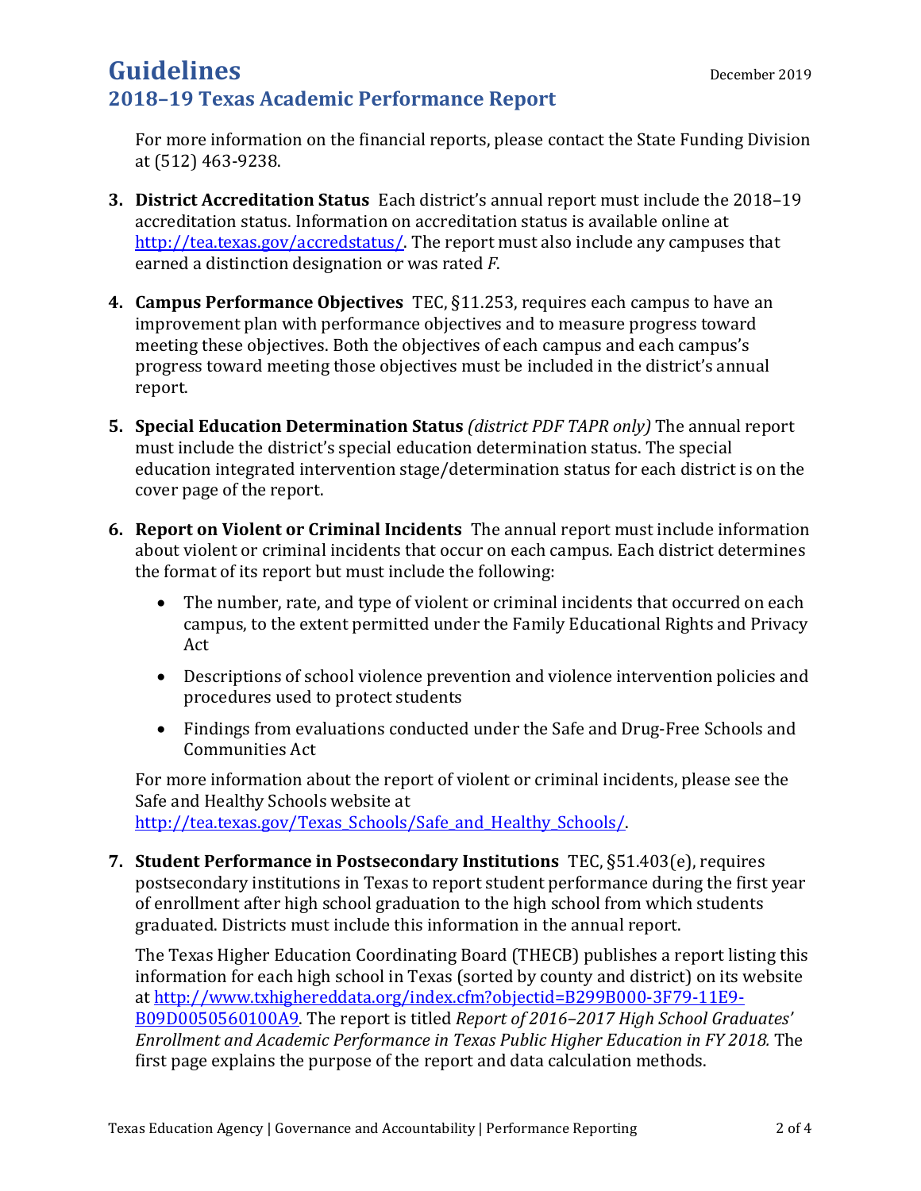For more information on the financial reports, please contact the State Funding Division at (512) 463-9238.

3. **District Accreditation Status** Each district's annual report must include the 2018–19 accreditation status. Information on accreditation status is available online at http://tea.texas.gov/accredstatus/. The report must also include any campuses that earned a distinction designation or was rated *F*.

4. **Campus Performance Objectives** TEC, §11.253, requires each campus to have an improvement plan with performance objectives and to measure progress toward meeting these objectives. Both the objectives of each campus and each campus's progress toward meeting those objectives must be included in the district's annual report.

5. **Special Education Determination Status** *(district PDF TAPR only)* The annual report must include the district's special education determination status. The special education integrated intervention stage/determination status for each district is on the cover page of the report.

6. **Report on Violent or Criminal Incidents** The annual report must include information about violent or criminal incidents that occur on each campus. Each district determines the format of its report but must include the following:

   - The number, rate, and type of violent or criminal incidents that occurred on each campus, to the extent permitted under the Family Educational Rights and Privacy Act
   - Descriptions of school violence prevention and violence intervention policies and procedures used to protect students
   - Findings from evaluations conducted under the Safe and Drug-Free Schools and Communities Act

   For more information about the report of violent or criminal incidents, please see the Safe and Healthy Schools website at http://tea.texas.gov/Texas_Schools/Safe_and_Healthy_Schools/.

7. **Student Performance in Postsecondary Institutions** TEC, §51.403(e), requires postsecondary institutions in Texas to report student performance during the first year of enrollment after high school graduation to the high school from which students graduated. Districts must include this information in the annual report.

   The Texas Higher Education Coordinating Board (THECB) publishes a report listing this information for each high school in Texas (sorted by county and district) on its website at http://www.txhighereddata.org/index.cfm?objectid=B299B000-3F79-11E9-B09D0050560100A9. The report is titled *Report of 2016–2017 High School Graduates' Enrollment and Academic Performance in Texas Public Higher Education in FY 2018.* The first page explains the purpose of the report and data calculation methods.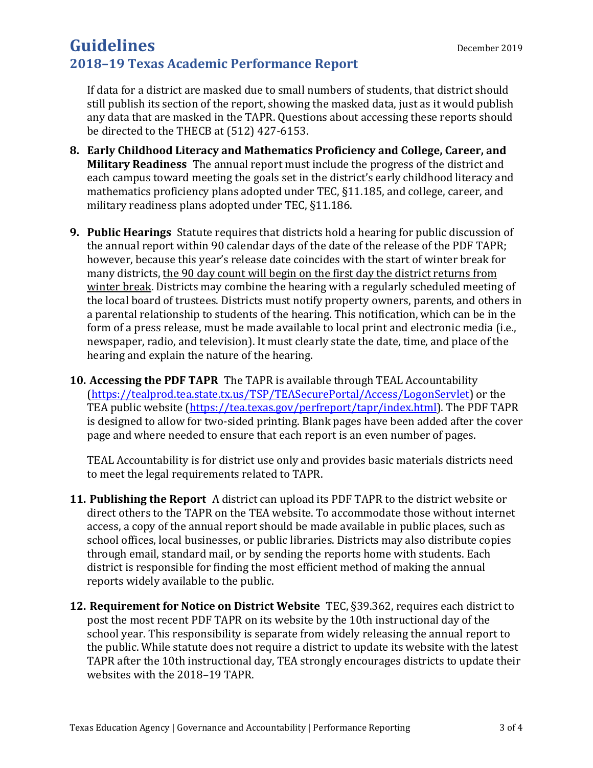# Guidelines

## 2018–19 Texas Academic Performance Report

December 2019

If data for a district are masked due to small numbers of students, that district should still publish its section of the report, showing the masked data, just as it would publish any data that are masked in the TAPR. Questions about accessing these reports should be directed to the THECB at (512) 427-6153.

8. **Early Childhood Literacy and Mathematics Proficiency and College, Career, and Military Readiness** The annual report must include the progress of the district and each campus toward meeting the goals set in the district's early childhood literacy and mathematics proficiency plans adopted under TEC, §11.185, and college, career, and military readiness plans adopted under TEC, §11.186.

9. **Public Hearings** Statute requires that districts hold a hearing for public discussion of the annual report within 90 calendar days of the date of the release of the PDF TAPR; however, because this year's release date coincides with the start of winter break for many districts, <u>the 90 day count will begin on the first day the district returns from winter break</u>. Districts may combine the hearing with a regularly scheduled meeting of the local board of trustees. Districts must notify property owners, parents, and others in a parental relationship to students of the hearing. This notification, which can be in the form of a press release, must be made available to local print and electronic media (i.e., newspaper, radio, and television). It must clearly state the date, time, and place of the hearing and explain the nature of the hearing.

10. **Accessing the PDF TAPR** The TAPR is available through TEAL Accountability ([https://tealprod.tea.state.tx.us/TSP/TEASecurePortal/Access/LogonServlet](https://tealprod.tea.state.tx.us/TSP/TEASecurePortal/Access/LogonServlet)) or the TEA public website ([https://tea.texas.gov/perfreport/tapr/index.html](https://tea.texas.gov/perfreport/tapr/index.html)). The PDF TAPR is designed to allow for two-sided printing. Blank pages have been added after the cover page and where needed to ensure that each report is an even number of pages.

    TEAL Accountability is for district use only and provides basic materials districts need to meet the legal requirements related to TAPR.

11. **Publishing the Report** A district can upload its PDF TAPR to the district website or direct others to the TAPR on the TEA website. To accommodate those without internet access, a copy of the annual report should be made available in public places, such as school offices, local businesses, or public libraries. Districts may also distribute copies through email, standard mail, or by sending the reports home with students. Each district is responsible for finding the most efficient method of making the annual reports widely available to the public.

12. **Requirement for Notice on District Website** TEC, §39.362, requires each district to post the most recent PDF TAPR on its website by the 10th instructional day of the school year. This responsibility is separate from widely releasing the annual report to the public. While statute does not require a district to update its website with the latest TAPR after the 10th instructional day, TEA strongly encourages districts to update their websites with the 2018–19 TAPR.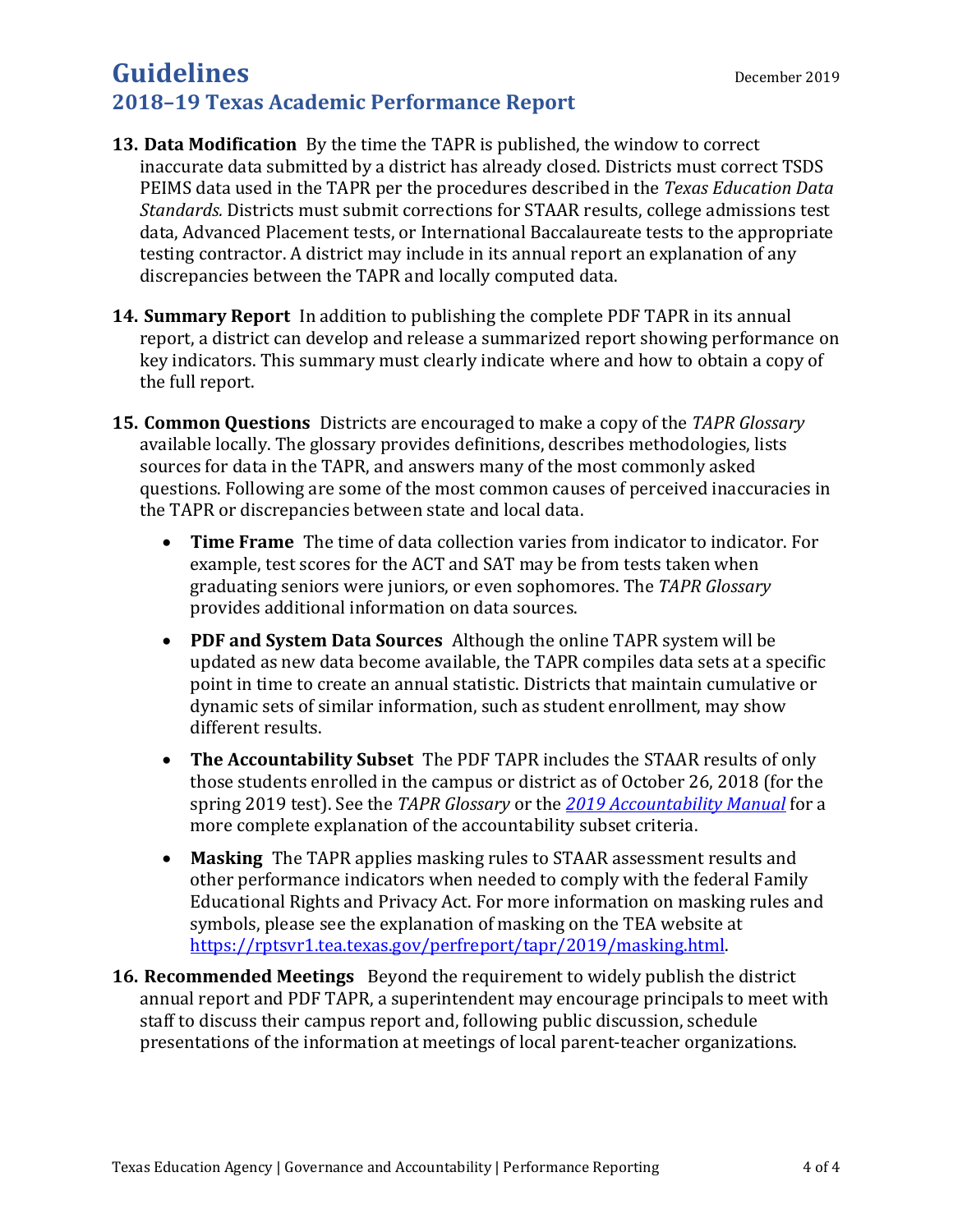# Guidelines

## 2018–19 Texas Academic Performance Report

December 2019

**13. Data Modification** By the time the TAPR is published, the window to correct inaccurate data submitted by a district has already closed. Districts must correct TSDS PEIMS data used in the TAPR per the procedures described in the *Texas Education Data Standards.* Districts must submit corrections for STAAR results, college admissions test data, Advanced Placement tests, or International Baccalaureate tests to the appropriate testing contractor. A district may include in its annual report an explanation of any discrepancies between the TAPR and locally computed data.

**14. Summary Report** In addition to publishing the complete PDF TAPR in its annual report, a district can develop and release a summarized report showing performance on key indicators. This summary must clearly indicate where and how to obtain a copy of the full report.

**15. Common Questions** Districts are encouraged to make a copy of the *TAPR Glossary* available locally. The glossary provides definitions, describes methodologies, lists sources for data in the TAPR, and answers many of the most commonly asked questions. Following are some of the most common causes of perceived inaccuracies in the TAPR or discrepancies between state and local data.

- **Time Frame** The time of data collection varies from indicator to indicator. For example, test scores for the ACT and SAT may be from tests taken when graduating seniors were juniors, or even sophomores. The *TAPR Glossary* provides additional information on data sources.
- **PDF and System Data Sources** Although the online TAPR system will be updated as new data become available, the TAPR compiles data sets at a specific point in time to create an annual statistic. Districts that maintain cumulative or dynamic sets of similar information, such as student enrollment, may show different results.
- **The Accountability Subset** The PDF TAPR includes the STAAR results of only those students enrolled in the campus or district as of October 26, 2018 (for the spring 2019 test). See the *TAPR Glossary* or the *2019 Accountability Manual* for a more complete explanation of the accountability subset criteria.
- **Masking** The TAPR applies masking rules to STAAR assessment results and other performance indicators when needed to comply with the federal Family Educational Rights and Privacy Act. For more information on masking rules and symbols, please see the explanation of masking on the TEA website at https://rptsvr1.tea.texas.gov/perfreport/tapr/2019/masking.html.

**16. Recommended Meetings** Beyond the requirement to widely publish the district annual report and PDF TAPR, a superintendent may encourage principals to meet with staff to discuss their campus report and, following public discussion, schedule presentations of the information at meetings of local parent-teacher organizations.